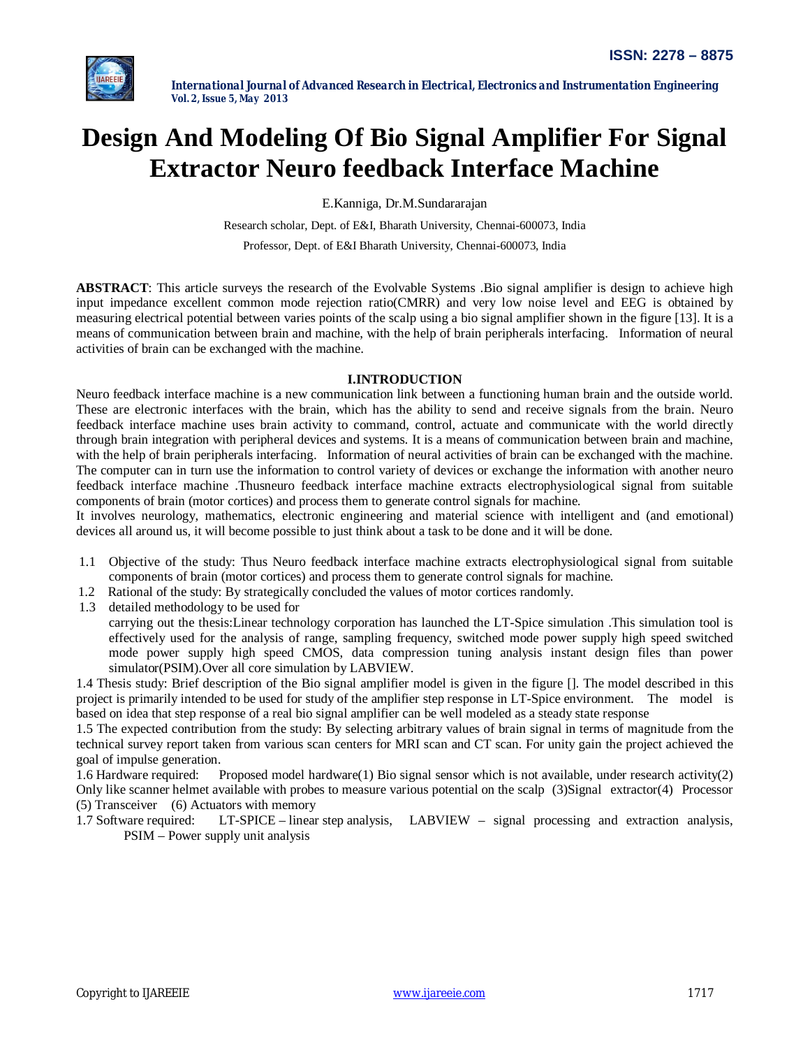# Design And Modeling Of Bio Signal Amplifier For Signal Extractor Neuro feedback Interface Machine

E.Kanniga, Dr.M.Sundararajan

Research scholar, Dept. of E&I, Bharath University, Chennai-600073, India

Professor, Dept. of E&I Bharath University, Chennai-600073, India

**ABSTRACT**: This article surveys the research of the Evolvable Systems .Bio signal amplifier is design to achieve high input impedance excellent common mode rejection ratio(CMRR) and very low noise level and EEG is obtained by measuring electrical potential between varies points of the scalp using a bio signal amplifier shown in the figure [13]. It is a means of communication between brain and machine, with the help of brain peripherals interfacing. Information of neural activities of brain can be exchanged with the machine.

## I.INTRODUCTION

Neuro feedback interface machine is a new communication link between a functioning human brain and the outside world. These are electronic interfaces with the brain, which has the ability to send and receive signals from the brain. Neuro feedback interface machine uses brain activity to command, control, actuate and communicate with the world directly through brain integration with peripheral devices and systems. It is a means of communication between brain and machine, with the help of brain peripherals interfacing. Information of neural activities of brain can be exchanged with the machine. The computer can in turn use the information to control variety of devices or exchange the information with another neuro feedback interface machine .Thusneuro feedback interface machine extracts electrophysiological signal from suitable components of brain (motor cortices) and process them to generate control signals for machine.

It involves neurology, mathematics, electronic engineering and material science with intelligent and (and emotional) devices all around us, it will become possible to just think about a task to be done and it will be done.

1.1 Objective of the study: Thus Neuro feedback interface machine extracts electrophysiological signal from suitable components of brain (motor cortices) and process them to generate control signals for machine.

1.2 Rational of the study: By strategically concluded the values of motor cortices randomly.

1.3 detailed methodology to be used for carrying out the thesis:Linear technology corporation has launched the LT-Spice simulation .This simulation tool is effectively used for the analysis of range, sampling frequency, switched mode power supply high speed switched mode power supply high speed CMOS, data compression tuning analysis instant design files than power simulator(PSIM).Over all core simulation by LABVIEW.

1.4 Thesis study: Brief description of the Bio signal amplifier model is given in the figure []. The model described in this project is primarily intended to be used for study of the amplifier step response in LT-Spice environment. The model is based on idea that step response of a real bio signal amplifier can be well modeled as a steady state response

1.5 The expected contribution from the study: By selecting arbitrary values of brain signal in terms of magnitude from the technical survey report taken from various scan centers for MRI scan and CT scan. For unity gain the project achieved the goal of impulse generation.

1.6 Hardware required: Proposed model hardware(1) Bio signal sensor which is not available, under research activity(2) Only like scanner helmet available with probes to measure various potential on the scalp (3)Signal extractor(4) Processor (5) Transceiver (6) Actuators with memory

1.7 Software required: LT-SPICE – linear step analysis, LABVIEW – signal processing and extraction analysis, PSIM – Power supply unit analysis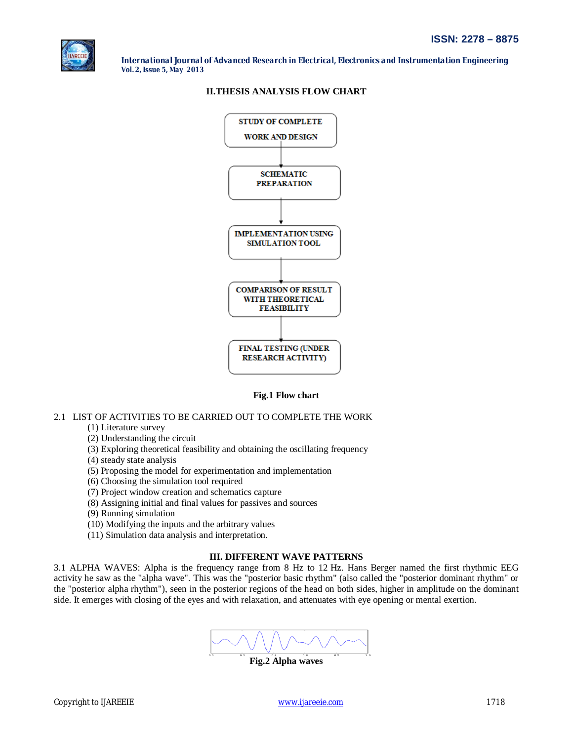## II.THESIS ANALYSIS FLOW CHART

STUDY OF COMPLETE WORK AND DESIGN

SCHEMATIC PREPARATION

IMPLEMENTATION USING SIMULATION TOOL

COMPARISON OF RESULT WITH THEORETICAL FEASIBILITY

FINAL TESTING (UNDER RESEARCH ACTIVITY)

**Fig.1 Flow chart**

2.1 LIST OF ACTIVITIES TO BE CARRIED OUT TO COMPLETE THE WORK

(1) Literature survey
(2) Understanding the circuit
(3) Exploring theoretical feasibility and obtaining the oscillating frequency
(4) steady state analysis
(5) Proposing the model for experimentation and implementation
(6) Choosing the simulation tool required
(7) Project window creation and schematics capture
(8) Assigning initial and final values for passives and sources
(9) Running simulation
(10) Modifying the inputs and the arbitrary values
(11) Simulation data analysis and interpretation.

## III. DIFFERENT WAVE PATTERNS

3.1 ALPHA WAVES: Alpha is the frequency range from 8 Hz to 12 Hz. Hans Berger named the first rhythmic EEG activity he saw as the "alpha wave". This was the "posterior basic rhythm" (also called the "posterior dominant rhythm" or the "posterior alpha rhythm"), seen in the posterior regions of the head on both sides, higher in amplitude on the dominant side. It emerges with closing of the eyes and with relaxation, and attenuates with eye opening or mental exertion.

**Fig.2 Alpha waves**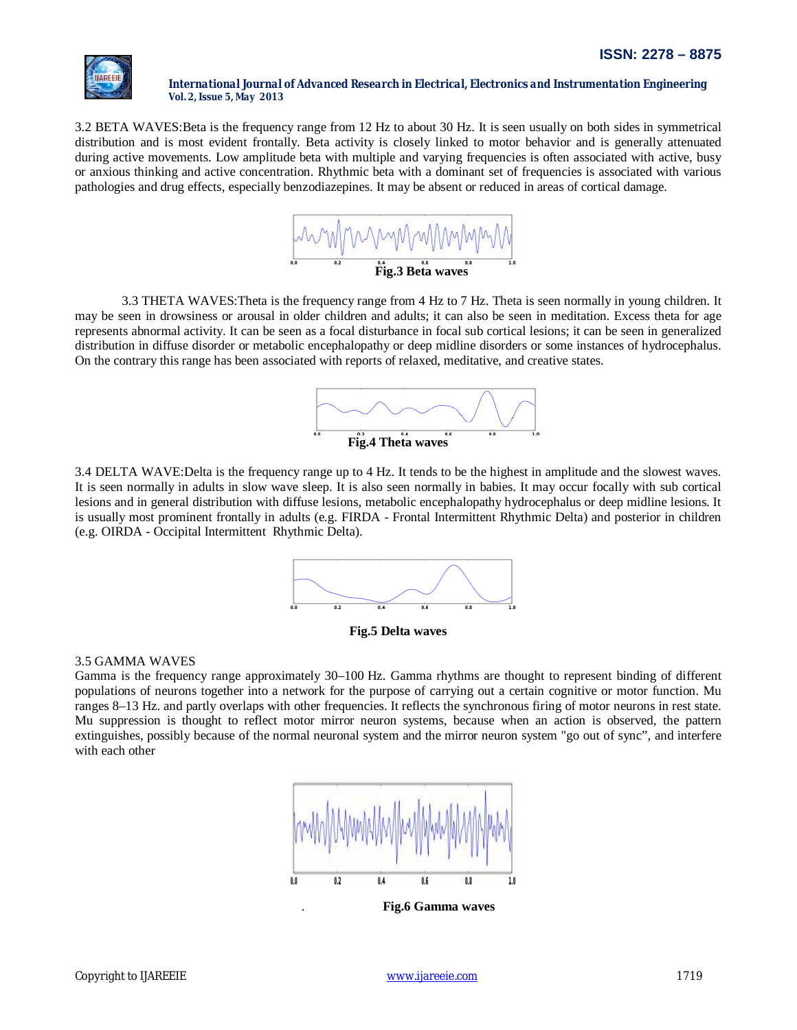3.2 BETA WAVES:Beta is the frequency range from 12 Hz to about 30 Hz. It is seen usually on both sides in symmetrical distribution and is most evident frontally. Beta activity is closely linked to motor behavior and is generally attenuated during active movements. Low amplitude beta with multiple and varying frequencies is often associated with active, busy or anxious thinking and active concentration. Rhythmic beta with a dominant set of frequencies is associated with various pathologies and drug effects, especially benzodiazepines. It may be absent or reduced in areas of cortical damage.

**Fig.3 Beta waves**

3.3 THETA WAVES:Theta is the frequency range from 4 Hz to 7 Hz. Theta is seen normally in young children. It may be seen in drowsiness or arousal in older children and adults; it can also be seen in meditation. Excess theta for age represents abnormal activity. It can be seen as a focal disturbance in focal sub cortical lesions; it can be seen in generalized distribution in diffuse disorder or metabolic encephalopathy or deep midline disorders or some instances of hydrocephalus. On the contrary this range has been associated with reports of relaxed, meditative, and creative states.

**Fig.4 Theta waves**

3.4 DELTA WAVE:Delta is the frequency range up to 4 Hz. It tends to be the highest in amplitude and the slowest waves. It is seen normally in adults in slow wave sleep. It is also seen normally in babies. It may occur focally with sub cortical lesions and in general distribution with diffuse lesions, metabolic encephalopathy hydrocephalus or deep midline lesions. It is usually most prominent frontally in adults (e.g. FIRDA - Frontal Intermittent Rhythmic Delta) and posterior in children (e.g. OIRDA - Occipital Intermittent Rhythmic Delta).

**Fig.5 Delta waves**

3.5 GAMMA WAVES

Gamma is the frequency range approximately 30–100 Hz. Gamma rhythms are thought to represent binding of different populations of neurons together into a network for the purpose of carrying out a certain cognitive or motor function. Mu ranges 8–13 Hz. and partly overlaps with other frequencies. It reflects the synchronous firing of motor neurons in rest state. Mu suppression is thought to reflect motor mirror neuron systems, because when an action is observed, the pattern extinguishes, possibly because of the normal neuronal system and the mirror neuron system "go out of sync", and interfere with each other

**Fig.6 Gamma waves**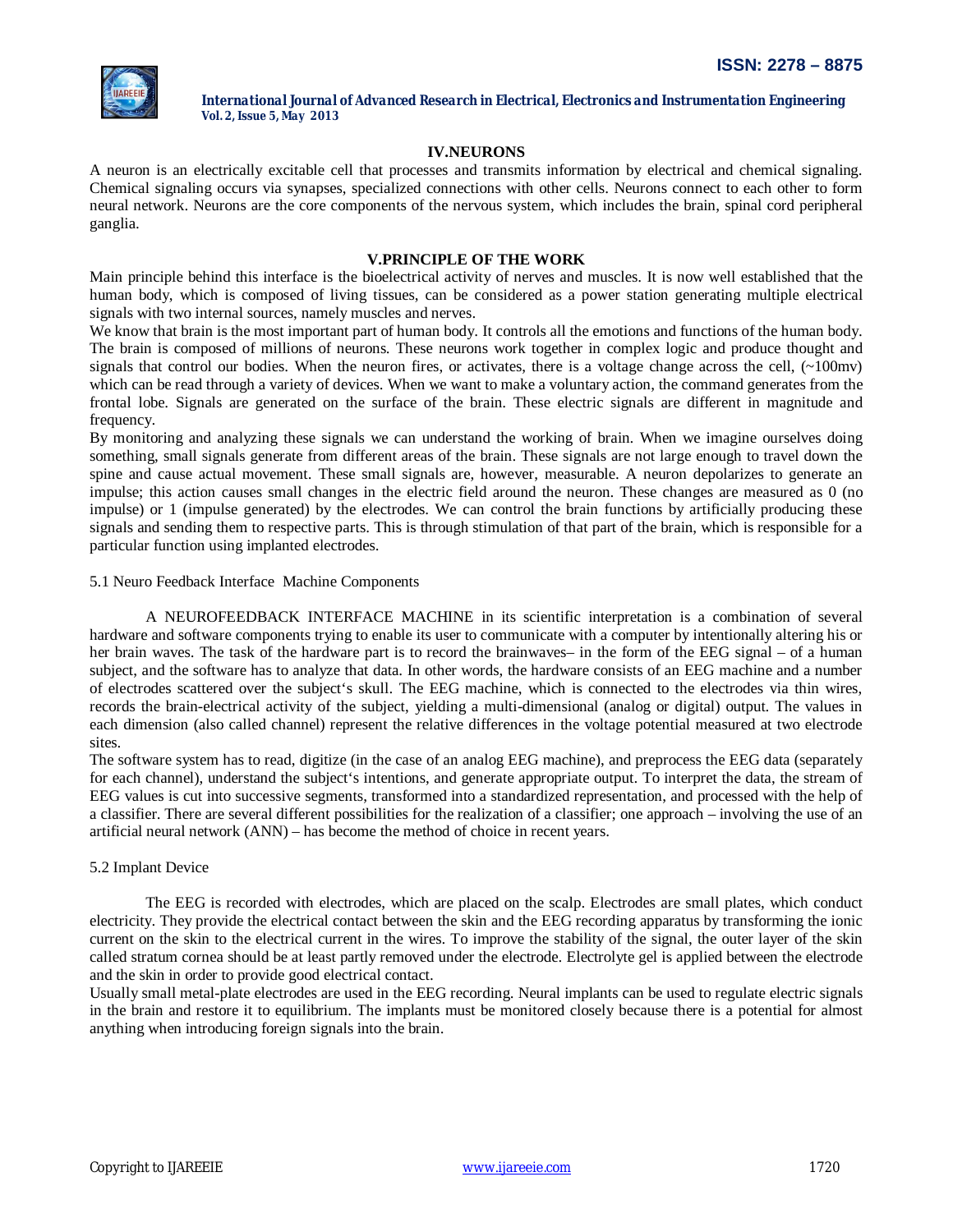## IV.NEURONS

A neuron is an electrically excitable cell that processes and transmits information by electrical and chemical signaling. Chemical signaling occurs via synapses, specialized connections with other cells. Neurons connect to each other to form neural network. Neurons are the core components of the nervous system, which includes the brain, spinal cord peripheral ganglia.

## V.PRINCIPLE OF THE WORK

Main principle behind this interface is the bioelectrical activity of nerves and muscles. It is now well established that the human body, which is composed of living tissues, can be considered as a power station generating multiple electrical signals with two internal sources, namely muscles and nerves.

We know that brain is the most important part of human body. It controls all the emotions and functions of the human body. The brain is composed of millions of neurons. These neurons work together in complex logic and produce thought and signals that control our bodies. When the neuron fires, or activates, there is a voltage change across the cell, (~100mv) which can be read through a variety of devices. When we want to make a voluntary action, the command generates from the frontal lobe. Signals are generated on the surface of the brain. These electric signals are different in magnitude and frequency.

By monitoring and analyzing these signals we can understand the working of brain. When we imagine ourselves doing something, small signals generate from different areas of the brain. These signals are not large enough to travel down the spine and cause actual movement. These small signals are, however, measurable. A neuron depolarizes to generate an impulse; this action causes small changes in the electric field around the neuron. These changes are measured as 0 (no impulse) or 1 (impulse generated) by the electrodes. We can control the brain functions by artificially producing these signals and sending them to respective parts. This is through stimulation of that part of the brain, which is responsible for a particular function using implanted electrodes.

### 5.1 Neuro Feedback Interface Machine Components

A NEUROFEEDBACK INTERFACE MACHINE in its scientific interpretation is a combination of several hardware and software components trying to enable its user to communicate with a computer by intentionally altering his or her brain waves. The task of the hardware part is to record the brainwaves– in the form of the EEG signal – of a human subject, and the software has to analyze that data. In other words, the hardware consists of an EEG machine and a number of electrodes scattered over the subject's skull. The EEG machine, which is connected to the electrodes via thin wires, records the brain-electrical activity of the subject, yielding a multi-dimensional (analog or digital) output. The values in each dimension (also called channel) represent the relative differences in the voltage potential measured at two electrode sites.

The software system has to read, digitize (in the case of an analog EEG machine), and preprocess the EEG data (separately for each channel), understand the subject's intentions, and generate appropriate output. To interpret the data, the stream of EEG values is cut into successive segments, transformed into a standardized representation, and processed with the help of a classifier. There are several different possibilities for the realization of a classifier; one approach – involving the use of an artificial neural network (ANN) – has become the method of choice in recent years.

### 5.2 Implant Device

The EEG is recorded with electrodes, which are placed on the scalp. Electrodes are small plates, which conduct electricity. They provide the electrical contact between the skin and the EEG recording apparatus by transforming the ionic current on the skin to the electrical current in the wires. To improve the stability of the signal, the outer layer of the skin called stratum cornea should be at least partly removed under the electrode. Electrolyte gel is applied between the electrode and the skin in order to provide good electrical contact.

Usually small metal-plate electrodes are used in the EEG recording. Neural implants can be used to regulate electric signals in the brain and restore it to equilibrium. The implants must be monitored closely because there is a potential for almost anything when introducing foreign signals into the brain.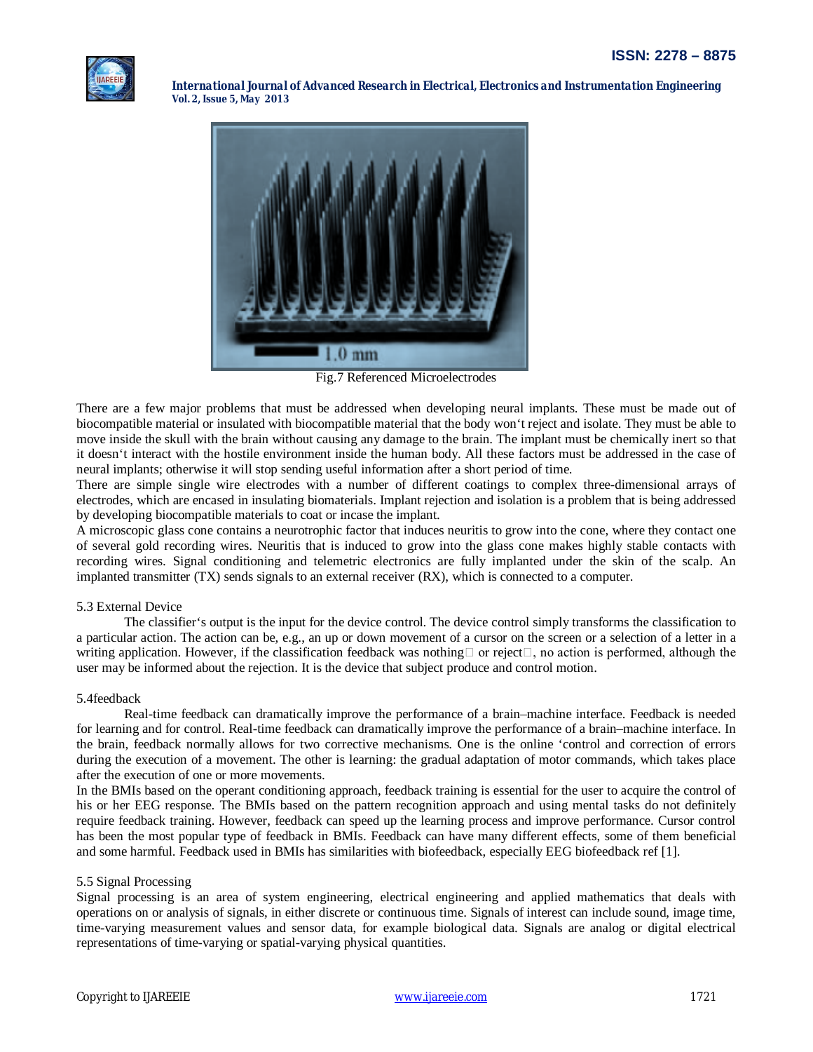Fig.7 Referenced Microelectrodes

There are a few major problems that must be addressed when developing neural implants. These must be made out of biocompatible material or insulated with biocompatible material that the body won‘t reject and isolate. They must be able to move inside the skull with the brain without causing any damage to the brain. The implant must be chemically inert so that it doesn‘t interact with the hostile environment inside the human body. All these factors must be addressed in the case of neural implants; otherwise it will stop sending useful information after a short period of time.

There are simple single wire electrodes with a number of different coatings to complex three-dimensional arrays of electrodes, which are encased in insulating biomaterials. Implant rejection and isolation is a problem that is being addressed by developing biocompatible materials to coat or incase the implant.

A microscopic glass cone contains a neurotrophic factor that induces neuritis to grow into the cone, where they contact one of several gold recording wires. Neuritis that is induced to grow into the glass cone makes highly stable contacts with recording wires. Signal conditioning and telemetric electronics are fully implanted under the skin of the scalp. An implanted transmitter (TX) sends signals to an external receiver (RX), which is connected to a computer.

### 5.3 External Device

The classifier‘s output is the input for the device control. The device control simply transforms the classification to a particular action. The action can be, e.g., an up or down movement of a cursor on the screen or a selection of a letter in a writing application. However, if the classification feedback was nothing□ or reject□, no action is performed, although the user may be informed about the rejection. It is the device that subject produce and control motion.

### 5.4feedback

Real-time feedback can dramatically improve the performance of a brain–machine interface. Feedback is needed for learning and for control. Real-time feedback can dramatically improve the performance of a brain–machine interface. In the brain, feedback normally allows for two corrective mechanisms. One is the online ‘control and correction of errors during the execution of a movement. The other is learning: the gradual adaptation of motor commands, which takes place after the execution of one or more movements.

In the BMIs based on the operant conditioning approach, feedback training is essential for the user to acquire the control of his or her EEG response. The BMIs based on the pattern recognition approach and using mental tasks do not definitely require feedback training. However, feedback can speed up the learning process and improve performance. Cursor control has been the most popular type of feedback in BMIs. Feedback can have many different effects, some of them beneficial and some harmful. Feedback used in BMIs has similarities with biofeedback, especially EEG biofeedback ref [1].

### 5.5 Signal Processing

Signal processing is an area of system engineering, electrical engineering and applied mathematics that deals with operations on or analysis of signals, in either discrete or continuous time. Signals of interest can include sound, image time, time-varying measurement values and sensor data, for example biological data. Signals are analog or digital electrical representations of time-varying or spatial-varying physical quantities.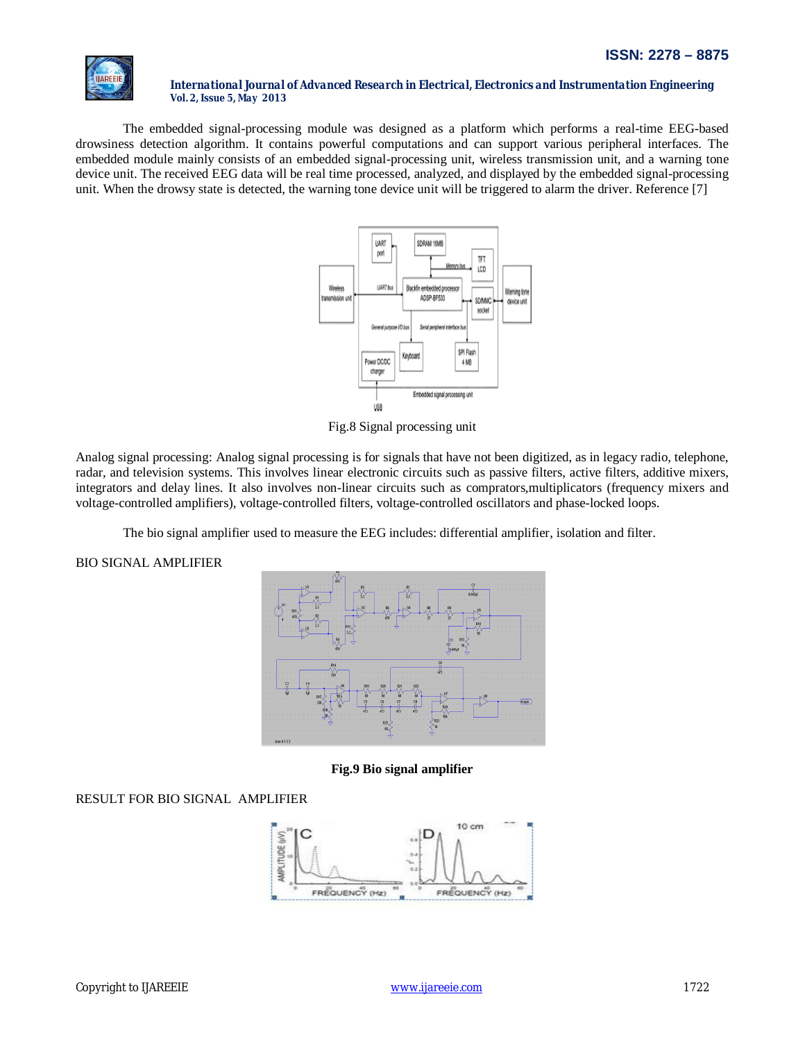The embedded signal-processing module was designed as a platform which performs a real-time EEG-based drowsiness detection algorithm. It contains powerful computations and can support various peripheral interfaces. The embedded module mainly consists of an embedded signal-processing unit, wireless transmission unit, and a warning tone device unit. The received EEG data will be real time processed, analyzed, and displayed by the embedded signal-processing unit. When the drowsy state is detected, the warning tone device unit will be triggered to alarm the driver. Reference [7]

Fig.8 Signal processing unit

Analog signal processing: Analog signal processing is for signals that have not been digitized, as in legacy radio, telephone, radar, and television systems. This involves linear electronic circuits such as passive filters, active filters, additive mixers, integrators and delay lines. It also involves non-linear circuits such as comprators,multiplicators (frequency mixers and voltage-controlled amplifiers), voltage-controlled filters, voltage-controlled oscillators and phase-locked loops.

The bio signal amplifier used to measure the EEG includes: differential amplifier, isolation and filter.

BIO SIGNAL AMPLIFIER

**Fig.9 Bio signal amplifier**

RESULT FOR BIO SIGNAL AMPLIFIER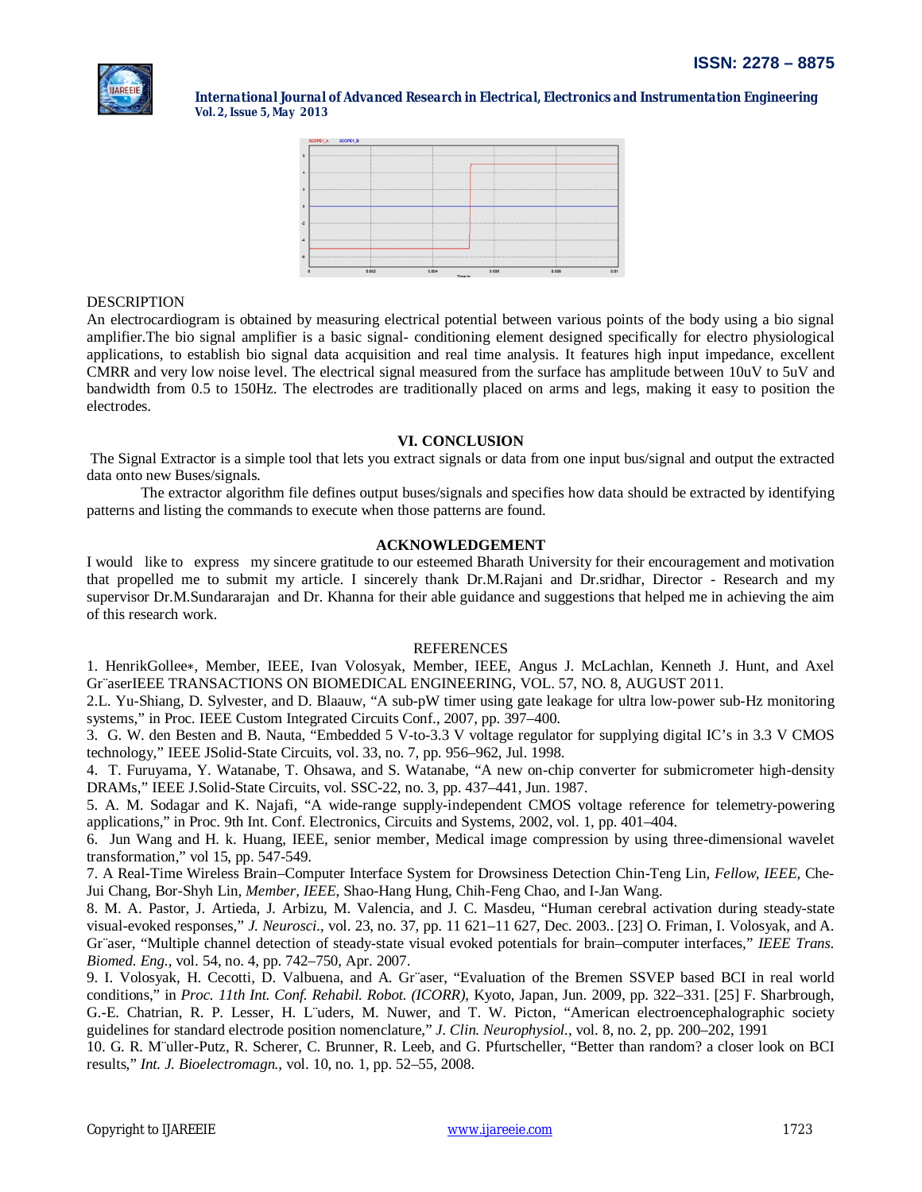DESCRIPTION

An electrocardiogram is obtained by measuring electrical potential between various points of the body using a bio signal amplifier.The bio signal amplifier is a basic signal- conditioning element designed specifically for electro physiological applications, to establish bio signal data acquisition and real time analysis. It features high input impedance, excellent CMRR and very low noise level. The electrical signal measured from the surface has amplitude between 10uV to 5uV and bandwidth from 0.5 to 150Hz. The electrodes are traditionally placed on arms and legs, making it easy to position the electrodes.

## VI. CONCLUSION

The Signal Extractor is a simple tool that lets you extract signals or data from one input bus/signal and output the extracted data onto new Buses/signals.

The extractor algorithm file defines output buses/signals and specifies how data should be extracted by identifying patterns and listing the commands to execute when those patterns are found.

## ACKNOWLEDGEMENT

I would like to express my sincere gratitude to our esteemed Bharath University for their encouragement and motivation that propelled me to submit my article. I sincerely thank Dr.M.Rajani and Dr.sridhar, Director - Research and my supervisor Dr.M.Sundararajan and Dr. Khanna for their able guidance and suggestions that helped me in achieving the aim of this research work.

## REFERENCES

1. HenrikGollee∗, Member, IEEE, Ivan Volosyak, Member, IEEE, Angus J. McLachlan, Kenneth J. Hunt, and Axel Gr¨aserIEEE TRANSACTIONS ON BIOMEDICAL ENGINEERING, VOL. 57, NO. 8, AUGUST 2011.
2. L. Yu-Shiang, D. Sylvester, and D. Blaauw, "A sub-pW timer using gate leakage for ultra low-power sub-Hz monitoring systems," in Proc. IEEE Custom Integrated Circuits Conf., 2007, pp. 397–400.
3. G. W. den Besten and B. Nauta, "Embedded 5 V-to-3.3 V voltage regulator for supplying digital IC's in 3.3 V CMOS technology," IEEE JSolid-State Circuits, vol. 33, no. 7, pp. 956–962, Jul. 1998.
4. T. Furuyama, Y. Watanabe, T. Ohsawa, and S. Watanabe, "A new on-chip converter for submicrometer high-density DRAMs," IEEE J.Solid-State Circuits, vol. SSC-22, no. 3, pp. 437–441, Jun. 1987.
5. A. M. Sodagar and K. Najafi, "A wide-range supply-independent CMOS voltage reference for telemetry-powering applications," in Proc. 9th Int. Conf. Electronics, Circuits and Systems, 2002, vol. 1, pp. 401–404.
6. Jun Wang and H. k. Huang, IEEE, senior member, Medical image compression by using three-dimensional wavelet transformation," vol 15, pp. 547-549.
7. A Real-Time Wireless Brain–Computer Interface System for Drowsiness Detection Chin-Teng Lin, *Fellow, IEEE*, Che-Jui Chang, Bor-Shyh Lin, *Member, IEEE*, Shao-Hang Hung, Chih-Feng Chao, and I-Jan Wang.
8. M. A. Pastor, J. Artieda, J. Arbizu, M. Valencia, and J. C. Masdeu, "Human cerebral activation during steady-state visual-evoked responses," *J. Neurosci.*, vol. 23, no. 37, pp. 11 621–11 627, Dec. 2003.. [23] O. Friman, I. Volosyak, and A. Gr¨aser, "Multiple channel detection of steady-state visual evoked potentials for brain–computer interfaces," *IEEE Trans. Biomed. Eng.*, vol. 54, no. 4, pp. 742–750, Apr. 2007.
9. I. Volosyak, H. Cecotti, D. Valbuena, and A. Gr¨aser, "Evaluation of the Bremen SSVEP based BCI in real world conditions," in *Proc. 11th Int. Conf. Rehabil. Robot. (ICORR)*, Kyoto, Japan, Jun. 2009, pp. 322–331. [25] F. Sharbrough, G.-E. Chatrian, R. P. Lesser, H. L¨uders, M. Nuwer, and T. W. Picton, "American electroencephalographic society guidelines for standard electrode position nomenclature," *J. Clin. Neurophysiol.*, vol. 8, no. 2, pp. 200–202, 1991
10. G. R. M¨uller-Putz, R. Scherer, C. Brunner, R. Leeb, and G. Pfurtscheller, "Better than random? a closer look on BCI results," *Int. J. Bioelectromagn.*, vol. 10, no. 1, pp. 52–55, 2008.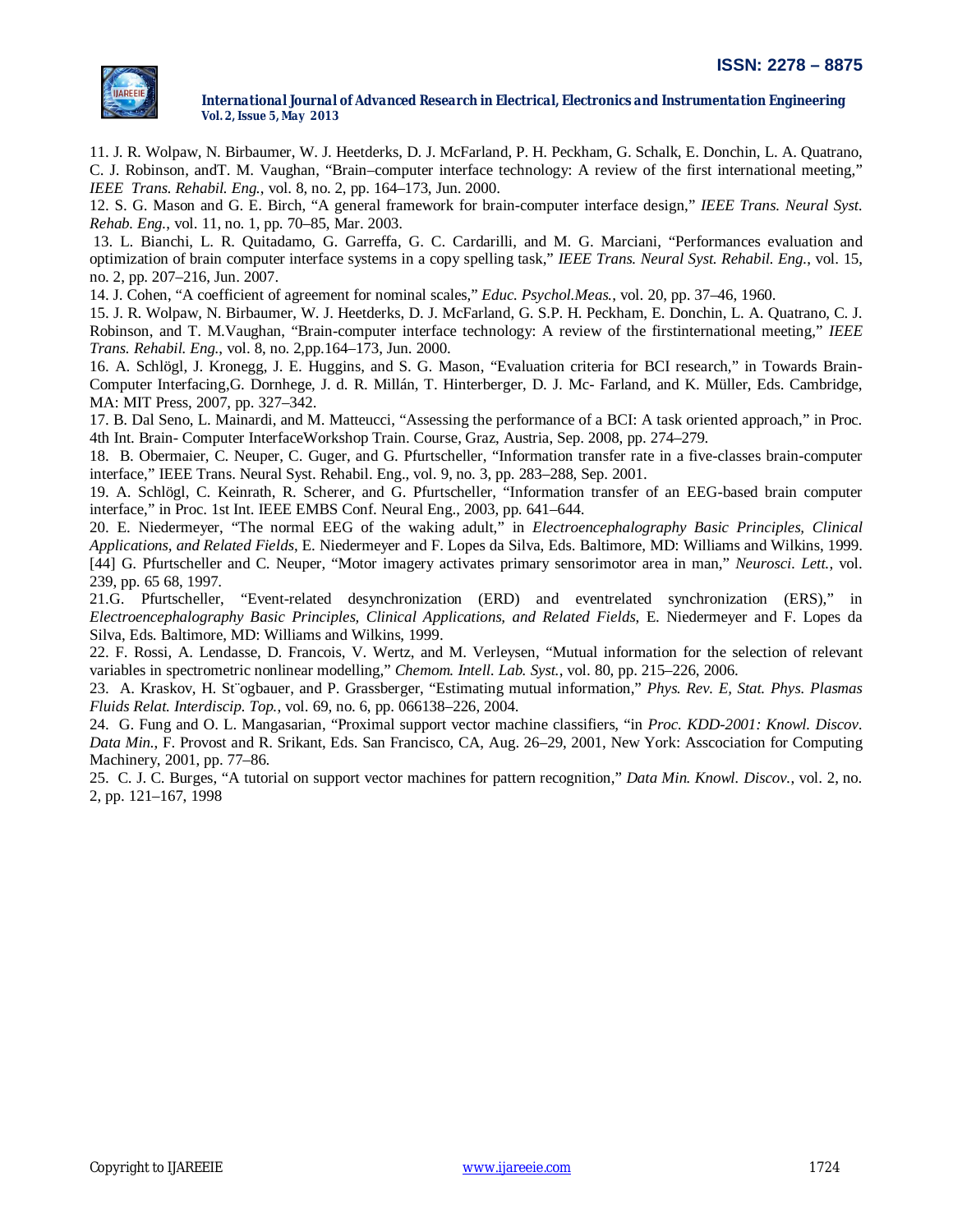11. J. R. Wolpaw, N. Birbaumer, W. J. Heetderks, D. J. McFarland, P. H. Peckham, G. Schalk, E. Donchin, L. A. Quatrano, C. J. Robinson, andT. M. Vaughan, “Brain–computer interface technology: A review of the first international meeting,” *IEEE Trans. Rehabil. Eng.*, vol. 8, no. 2, pp. 164–173, Jun. 2000.

12. S. G. Mason and G. E. Birch, “A general framework for brain-computer interface design,” *IEEE Trans. Neural Syst. Rehab. Eng.*, vol. 11, no. 1, pp. 70–85, Mar. 2003.

13. L. Bianchi, L. R. Quitadamo, G. Garreffa, G. C. Cardarilli, and M. G. Marciani, “Performances evaluation and optimization of brain computer interface systems in a copy spelling task,” *IEEE Trans. Neural Syst. Rehabil. Eng.*, vol. 15, no. 2, pp. 207–216, Jun. 2007.

14. J. Cohen, “A coefficient of agreement for nominal scales,” *Educ. Psychol.Meas.*, vol. 20, pp. 37–46, 1960.

15. J. R. Wolpaw, N. Birbaumer, W. J. Heetderks, D. J. McFarland, G. S.P. H. Peckham, E. Donchin, L. A. Quatrano, C. J. Robinson, and T. M.Vaughan, “Brain-computer interface technology: A review of the firstinternational meeting,” *IEEE Trans. Rehabil. Eng.*, vol. 8, no. 2,pp.164–173, Jun. 2000.

16. A. Schlögl, J. Kronegg, J. E. Huggins, and S. G. Mason, “Evaluation criteria for BCI research,” in Towards Brain-Computer Interfacing,G. Dornhege, J. d. R. Millán, T. Hinterberger, D. J. Mc- Farland, and K. Müller, Eds. Cambridge, MA: MIT Press, 2007, pp. 327–342.

17. B. Dal Seno, L. Mainardi, and M. Matteucci, “Assessing the performance of a BCI: A task oriented approach,” in Proc. 4th Int. Brain- Computer InterfaceWorkshop Train. Course, Graz, Austria, Sep. 2008, pp. 274–279.

18. B. Obermaier, C. Neuper, C. Guger, and G. Pfurtscheller, “Information transfer rate in a five-classes brain-computer interface,” IEEE Trans. Neural Syst. Rehabil. Eng., vol. 9, no. 3, pp. 283–288, Sep. 2001.

19. A. Schlögl, C. Keinrath, R. Scherer, and G. Pfurtscheller, “Information transfer of an EEG-based brain computer interface,” in Proc. 1st Int. IEEE EMBS Conf. Neural Eng., 2003, pp. 641–644.

20. E. Niedermeyer, “The normal EEG of the waking adult,” in *Electroencephalography Basic Principles, Clinical Applications, and Related Fields*, E. Niedermeyer and F. Lopes da Silva, Eds. Baltimore, MD: Williams and Wilkins, 1999. [44] G. Pfurtscheller and C. Neuper, “Motor imagery activates primary sensorimotor area in man,” *Neurosci. Lett.*, vol. 239, pp. 65 68, 1997.

21.G. Pfurtscheller, “Event-related desynchronization (ERD) and eventrelated synchronization (ERS),” in *Electroencephalography Basic Principles, Clinical Applications, and Related Fields*, E. Niedermeyer and F. Lopes da Silva, Eds. Baltimore, MD: Williams and Wilkins, 1999.

22. F. Rossi, A. Lendasse, D. Francois, V. Wertz, and M. Verleysen, “Mutual information for the selection of relevant variables in spectrometric nonlinear modelling,” *Chemom. Intell. Lab. Syst.*, vol. 80, pp. 215–226, 2006.

23. A. Kraskov, H. St¨ogbauer, and P. Grassberger, “Estimating mutual information,” *Phys. Rev. E, Stat. Phys. Plasmas Fluids Relat. Interdiscip. Top.*, vol. 69, no. 6, pp. 066138–226, 2004.

24. G. Fung and O. L. Mangasarian, “Proximal support vector machine classifiers, “in *Proc. KDD-2001: Knowl. Discov. Data Min.*, F. Provost and R. Srikant, Eds. San Francisco, CA, Aug. 26–29, 2001, New York: Asscociation for Computing Machinery, 2001, pp. 77–86.

25. C. J. C. Burges, “A tutorial on support vector machines for pattern recognition,” *Data Min. Knowl. Discov.*, vol. 2, no. 2, pp. 121–167, 1998